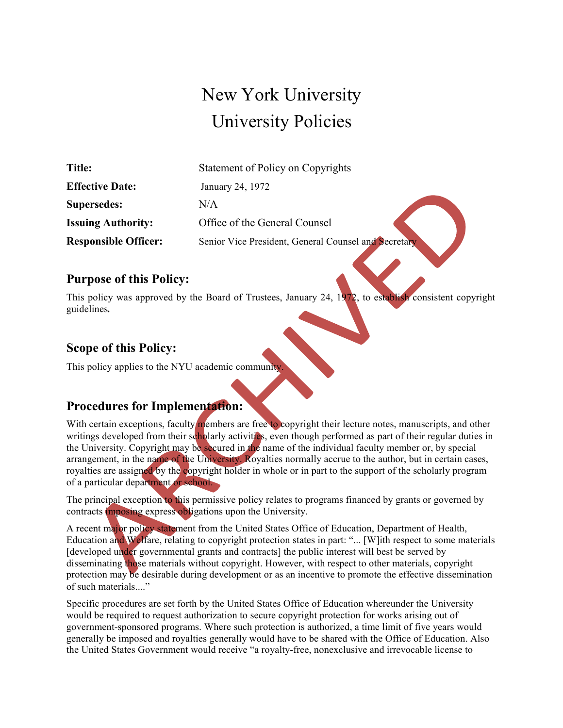# New York University
# University Policies

| | |
|---|---|
| **Title:** | Statement of Policy on Copyrights |
| **Effective Date:** | January 24, 1972 |
| **Supersedes:** | N/A |
| **Issuing Authority:** | Office of the General Counsel |
| **Responsible Officer:** | Senior Vice President, General Counsel and Secretary |

ARCHIVED

## Purpose of this Policy:

This policy was approved by the Board of Trustees, January 24, 1972, to establish consistent copyright guidelines**.**

## Scope of this Policy:

This policy applies to the NYU academic community.

## Procedures for Implementation:

With certain exceptions, faculty members are free to copyright their lecture notes, manuscripts, and other writings developed from their scholarly activities, even though performed as part of their regular duties in the University. Copyright may be secured in the name of the individual faculty member or, by special arrangement, in the name of the University. Royalties normally accrue to the author, but in certain cases, royalties are assigned by the copyright holder in whole or in part to the support of the scholarly program of a particular department or school.

The principal exception to this permissive policy relates to programs financed by grants or governed by contracts imposing express obligations upon the University.

A recent major policy statement from the United States Office of Education, Department of Health, Education and Welfare, relating to copyright protection states in part: "... [W]ith respect to some materials [developed under governmental grants and contracts] the public interest will best be served by disseminating those materials without copyright. However, with respect to other materials, copyright protection may be desirable during development or as an incentive to promote the effective dissemination of such materials...."

Specific procedures are set forth by the United States Office of Education whereunder the University would be required to request authorization to secure copyright protection for works arising out of government-sponsored programs. Where such protection is authorized, a time limit of five years would generally be imposed and royalties generally would have to be shared with the Office of Education. Also the United States Government would receive "a royalty-free, nonexclusive and irrevocable license to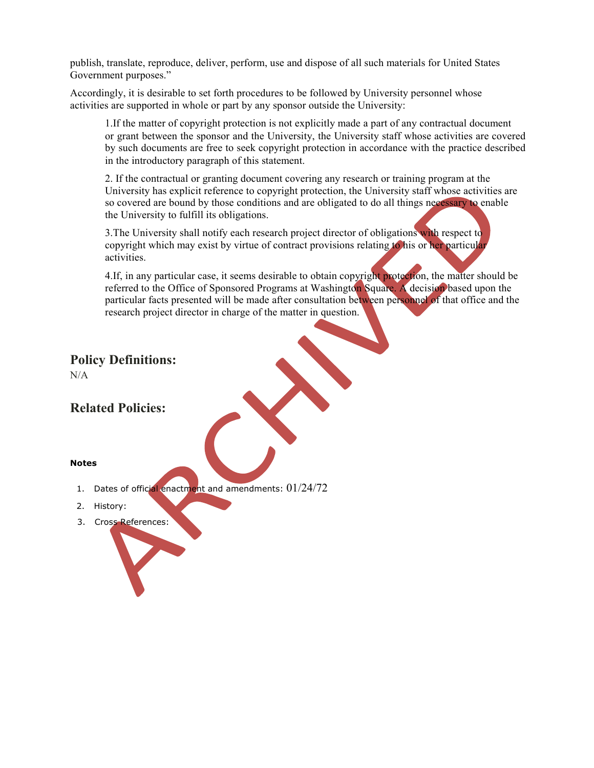publish, translate, reproduce, deliver, perform, use and dispose of all such materials for United States Government purposes."

Accordingly, it is desirable to set forth procedures to be followed by University personnel whose activities are supported in whole or part by any sponsor outside the University:

> 1.If the matter of copyright protection is not explicitly made a part of any contractual document or grant between the sponsor and the University, the University staff whose activities are covered by such documents are free to seek copyright protection in accordance with the practice described in the introductory paragraph of this statement.
>
> 2. If the contractual or granting document covering any research or training program at the University has explicit reference to copyright protection, the University staff whose activities are so covered are bound by those conditions and are obligated to do all things necessary to enable the University to fulfill its obligations.
>
> 3.The University shall notify each research project director of obligations with respect to copyright which may exist by virtue of contract provisions relating to his or her particular activities.
>
> 4.If, in any particular case, it seems desirable to obtain copyright protection, the matter should be referred to the Office of Sponsored Programs at Washington Square. A decision based upon the particular facts presented will be made after consultation between personnel of that office and the research project director in charge of the matter in question.

## Policy Definitions:

N/A

## Related Policies:

#### Notes

1. Dates of official enactment and amendments: 01/24/72
2. History:
3. Cross References:

ARCHIVED